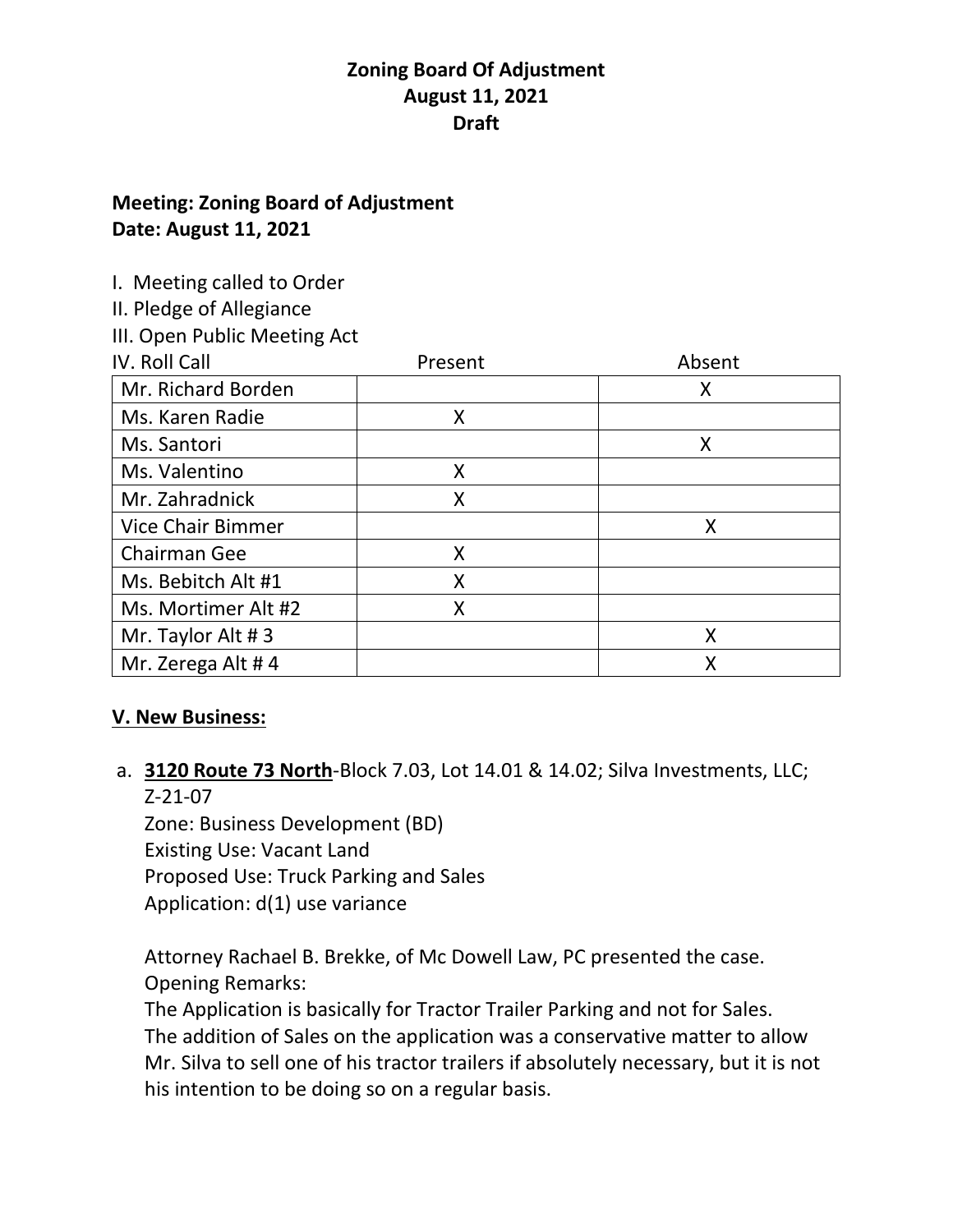# Zoning Board Of Adjustment
## August 11, 2021
## Draft

**Meeting: Zoning Board of Adjustment**
**Date: August 11, 2021**

I. Meeting called to Order
II. Pledge of Allegiance
III. Open Public Meeting Act
IV. Roll Call

| | Present | Absent |
|---|---|---|
| Mr. Richard Borden | | X |
| Ms. Karen Radie | X | |
| Ms. Santori | | X |
| Ms. Valentino | X | |
| Mr. Zahradnick | X | |
| Vice Chair Bimmer | | X |
| Chairman Gee | X | |
| Ms. Bebitch Alt #1 | X | |
| Ms. Mortimer Alt #2 | X | |
| Mr. Taylor Alt # 3 | | X |
| Mr. Zerega Alt # 4 | | X |

**V. New Business:**

a. **3120 Route 73 North**-Block 7.03, Lot 14.01 & 14.02; Silva Investments, LLC; Z-21-07
Zone: Business Development (BD)
Existing Use: Vacant Land
Proposed Use: Truck Parking and Sales
Application: d(1) use variance

Attorney Rachael B. Brekke, of Mc Dowell Law, PC presented the case.
Opening Remarks:
The Application is basically for Tractor Trailer Parking and not for Sales. The addition of Sales on the application was a conservative matter to allow Mr. Silva to sell one of his tractor trailers if absolutely necessary, but it is not his intention to be doing so on a regular basis.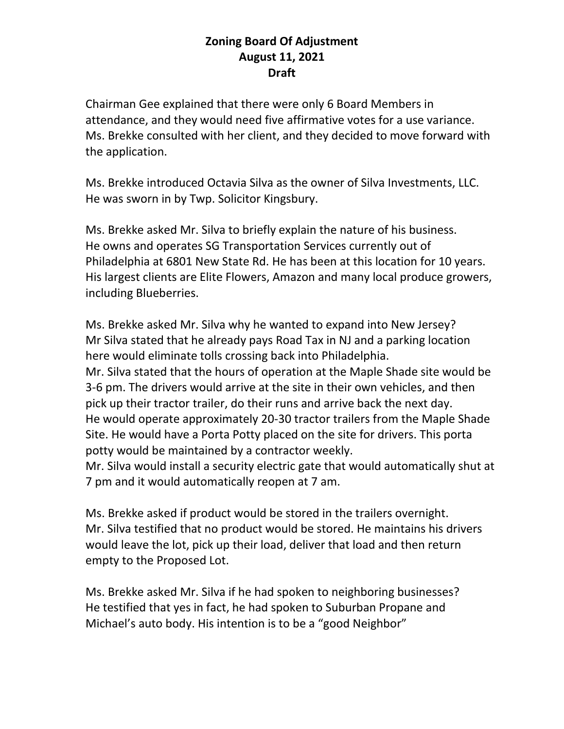**Zoning Board Of Adjustment**
**August 11, 2021**
**Draft**

Chairman Gee explained that there were only 6 Board Members in attendance, and they would need five affirmative votes for a use variance. Ms. Brekke consulted with her client, and they decided to move forward with the application.

Ms. Brekke introduced Octavia Silva as the owner of Silva Investments, LLC. He was sworn in by Twp. Solicitor Kingsbury.

Ms. Brekke asked Mr. Silva to briefly explain the nature of his business. He owns and operates SG Transportation Services currently out of Philadelphia at 6801 New State Rd. He has been at this location for 10 years. His largest clients are Elite Flowers, Amazon and many local produce growers, including Blueberries.

Ms. Brekke asked Mr. Silva why he wanted to expand into New Jersey? Mr Silva stated that he already pays Road Tax in NJ and a parking location here would eliminate tolls crossing back into Philadelphia.
Mr. Silva stated that the hours of operation at the Maple Shade site would be 3-6 pm. The drivers would arrive at the site in their own vehicles, and then pick up their tractor trailer, do their runs and arrive back the next day.
He would operate approximately 20-30 tractor trailers from the Maple Shade Site. He would have a Porta Potty placed on the site for drivers. This porta potty would be maintained by a contractor weekly.
Mr. Silva would install a security electric gate that would automatically shut at 7 pm and it would automatically reopen at 7 am.

Ms. Brekke asked if product would be stored in the trailers overnight. Mr. Silva testified that no product would be stored. He maintains his drivers would leave the lot, pick up their load, deliver that load and then return empty to the Proposed Lot.

Ms. Brekke asked Mr. Silva if he had spoken to neighboring businesses? He testified that yes in fact, he had spoken to Suburban Propane and Michael's auto body. His intention is to be a "good Neighbor"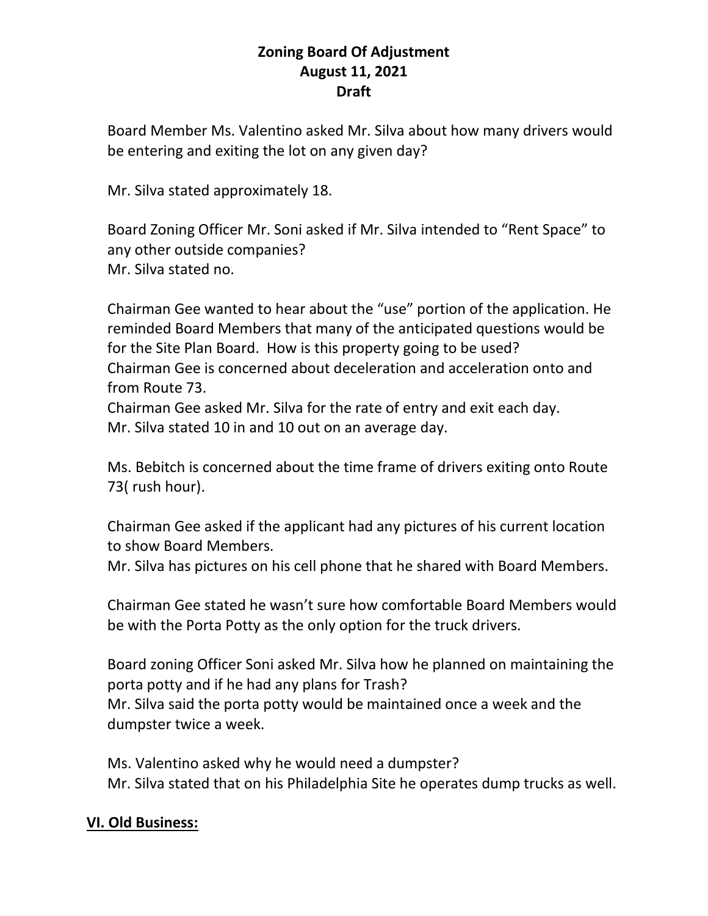**Zoning Board Of Adjustment**
**August 11, 2021**
**Draft**

Board Member Ms. Valentino asked Mr. Silva about how many drivers would be entering and exiting the lot on any given day?

Mr. Silva stated approximately 18.

Board Zoning Officer Mr. Soni asked if Mr. Silva intended to "Rent Space" to any other outside companies?
Mr. Silva stated no.

Chairman Gee wanted to hear about the "use" portion of the application. He reminded Board Members that many of the anticipated questions would be for the Site Plan Board. How is this property going to be used?
Chairman Gee is concerned about deceleration and acceleration onto and from Route 73.
Chairman Gee asked Mr. Silva for the rate of entry and exit each day.
Mr. Silva stated 10 in and 10 out on an average day.

Ms. Bebitch is concerned about the time frame of drivers exiting onto Route 73( rush hour).

Chairman Gee asked if the applicant had any pictures of his current location to show Board Members.
Mr. Silva has pictures on his cell phone that he shared with Board Members.

Chairman Gee stated he wasn't sure how comfortable Board Members would be with the Porta Potty as the only option for the truck drivers.

Board zoning Officer Soni asked Mr. Silva how he planned on maintaining the porta potty and if he had any plans for Trash?
Mr. Silva said the porta potty would be maintained once a week and the dumpster twice a week.

Ms. Valentino asked why he would need a dumpster?
Mr. Silva stated that on his Philadelphia Site he operates dump trucks as well.

## VI. Old Business: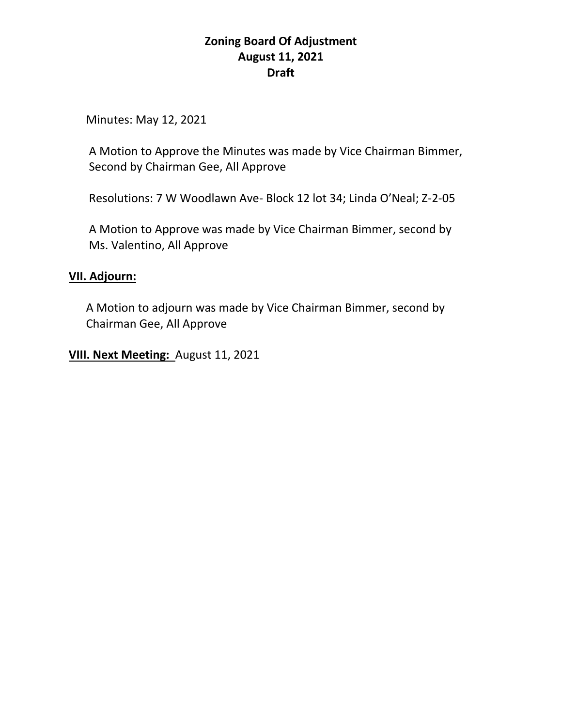Minutes: May 12, 2021

A Motion to Approve the Minutes was made by Vice Chairman Bimmer, Second by Chairman Gee, All Approve

Resolutions: 7 W Woodlawn Ave- Block 12 lot 34; Linda O'Neal; Z-2-05

A Motion to Approve was made by Vice Chairman Bimmer, second by Ms. Valentino, All Approve

**VII. Adjourn:**

A Motion to adjourn was made by Vice Chairman Bimmer, second by Chairman Gee, All Approve

**VIII. Next Meeting:** August 11, 2021